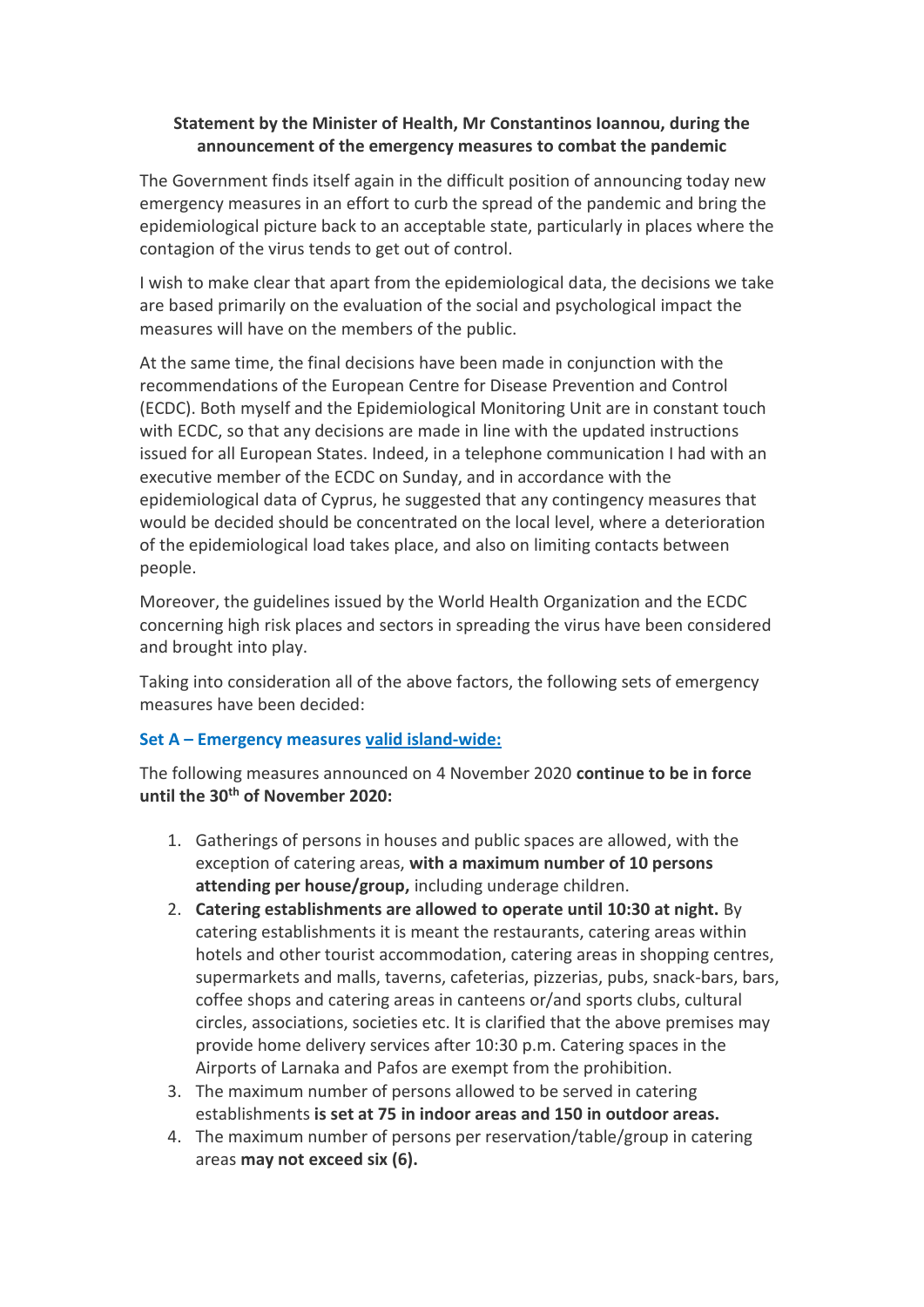**Statement by the Minister of Health, Mr Constantinos Ioannou, during the announcement of the emergency measures to combat the pandemic**

The Government finds itself again in the difficult position of announcing today new emergency measures in an effort to curb the spread of the pandemic and bring the epidemiological picture back to an acceptable state, particularly in places where the contagion of the virus tends to get out of control.

I wish to make clear that apart from the epidemiological data, the decisions we take are based primarily on the evaluation of the social and psychological impact the measures will have on the members of the public.

At the same time, the final decisions have been made in conjunction with the recommendations of the European Centre for Disease Prevention and Control (ECDC). Both myself and the Epidemiological Monitoring Unit are in constant touch with ECDC, so that any decisions are made in line with the updated instructions issued for all European States. Indeed, in a telephone communication I had with an executive member of the ECDC on Sunday, and in accordance with the epidemiological data of Cyprus, he suggested that any contingency measures that would be decided should be concentrated on the local level, where a deterioration of the epidemiological load takes place, and also on limiting contacts between people.

Moreover, the guidelines issued by the World Health Organization and the ECDC concerning high risk places and sectors in spreading the virus have been considered and brought into play.

Taking into consideration all of the above factors, the following sets of emergency measures have been decided:

**Set A – Emergency measures valid island-wide:**

The following measures announced on 4 November 2020 **continue to be in force until the 30th of November 2020:**

1. Gatherings of persons in houses and public spaces are allowed, with the exception of catering areas, **with a maximum number of 10 persons attending per house/group,** including underage children.
2. **Catering establishments are allowed to operate until 10:30 at night.** By catering establishments it is meant the restaurants, catering areas within hotels and other tourist accommodation, catering areas in shopping centres, supermarkets and malls, taverns, cafeterias, pizzerias, pubs, snack-bars, bars, coffee shops and catering areas in canteens or/and sports clubs, cultural circles, associations, societies etc. It is clarified that the above premises may provide home delivery services after 10:30 p.m. Catering spaces in the Airports of Larnaka and Pafos are exempt from the prohibition.
3. The maximum number of persons allowed to be served in catering establishments **is set at 75 in indoor areas and 150 in outdoor areas.**
4. The maximum number of persons per reservation/table/group in catering areas **may not exceed six (6).**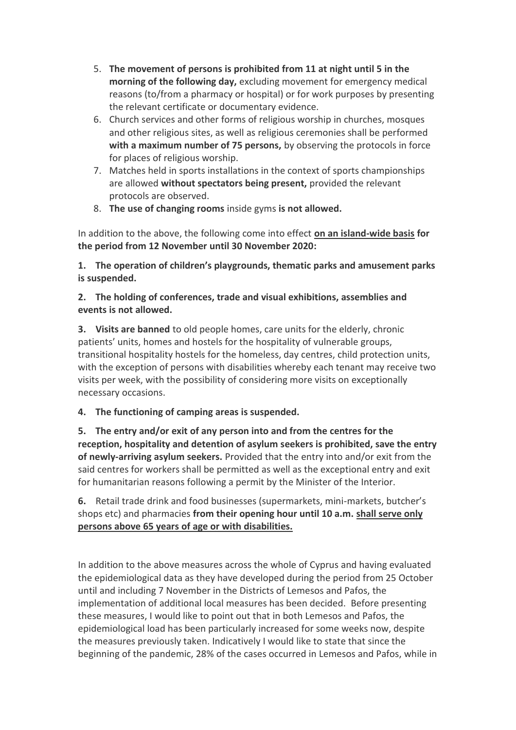5. **The movement of persons is prohibited from 11 at night until 5 in the morning of the following day,** excluding movement for emergency medical reasons (to/from a pharmacy or hospital) or for work purposes by presenting the relevant certificate or documentary evidence.
6. Church services and other forms of religious worship in churches, mosques and other religious sites, as well as religious ceremonies shall be performed **with a maximum number of 75 persons,** by observing the protocols in force for places of religious worship.
7. Matches held in sports installations in the context of sports championships are allowed **without spectators being present,** provided the relevant protocols are observed.
8. **The use of changing rooms** inside gyms **is not allowed.**

In addition to the above, the following come into effect **<u>on an island-wide basis</u> for the period from 12 November until 30 November 2020:**

**1. The operation of children's playgrounds, thematic parks and amusement parks is suspended.**

**2. The holding of conferences, trade and visual exhibitions, assemblies and events is not allowed.**

**3. Visits are banned** to old people homes, care units for the elderly, chronic patients' units, homes and hostels for the hospitality of vulnerable groups, transitional hospitality hostels for the homeless, day centres, child protection units, with the exception of persons with disabilities whereby each tenant may receive two visits per week, with the possibility of considering more visits on exceptionally necessary occasions.

**4. The functioning of camping areas is suspended.**

**5. The entry and/or exit of any person into and from the centres for the reception, hospitality and detention of asylum seekers is prohibited, save the entry of newly-arriving asylum seekers.** Provided that the entry into and/or exit from the said centres for workers shall be permitted as well as the exceptional entry and exit for humanitarian reasons following a permit by the Minister of the Interior.

**6.** Retail trade drink and food businesses (supermarkets, mini-markets, butcher's shops etc) and pharmacies **from their opening hour until 10 a.m. <u>shall serve only persons above 65 years of age or with disabilities.</u>**

In addition to the above measures across the whole of Cyprus and having evaluated the epidemiological data as they have developed during the period from 25 October until and including 7 November in the Districts of Lemesos and Pafos, the implementation of additional local measures has been decided. Before presenting these measures, I would like to point out that in both Lemesos and Pafos, the epidemiological load has been particularly increased for some weeks now, despite the measures previously taken. Indicatively I would like to state that since the beginning of the pandemic, 28% of the cases occurred in Lemesos and Pafos, while in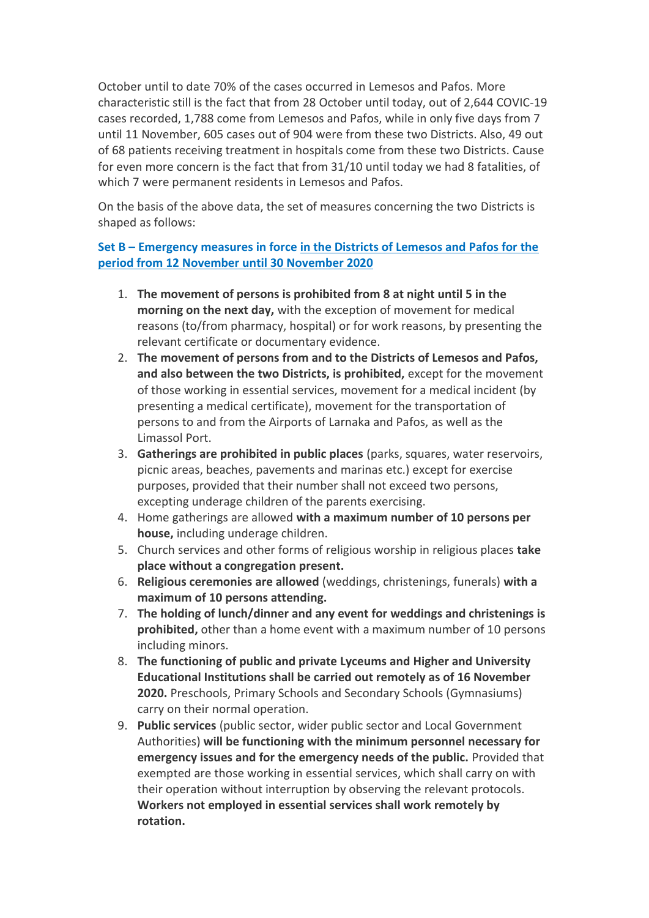October until to date 70% of the cases occurred in Lemesos and Pafos. More characteristic still is the fact that from 28 October until today, out of 2,644 COVIC-19 cases recorded, 1,788 come from Lemesos and Pafos, while in only five days from 7 until 11 November, 605 cases out of 904 were from these two Districts. Also, 49 out of 68 patients receiving treatment in hospitals come from these two Districts. Cause for even more concern is the fact that from 31/10 until today we had 8 fatalities, of which 7 were permanent residents in Lemesos and Pafos.

On the basis of the above data, the set of measures concerning the two Districts is shaped as follows:

### Set B – Emergency measures in force in the Districts of Lemesos and Pafos for the period from 12 November until 30 November 2020

1. **The movement of persons is prohibited from 8 at night until 5 in the morning on the next day,** with the exception of movement for medical reasons (to/from pharmacy, hospital) or for work reasons, by presenting the relevant certificate or documentary evidence.
2. **The movement of persons from and to the Districts of Lemesos and Pafos, and also between the two Districts, is prohibited,** except for the movement of those working in essential services, movement for a medical incident (by presenting a medical certificate), movement for the transportation of persons to and from the Airports of Larnaka and Pafos, as well as the Limassol Port.
3. **Gatherings are prohibited in public places** (parks, squares, water reservoirs, picnic areas, beaches, pavements and marinas etc.) except for exercise purposes, provided that their number shall not exceed two persons, excepting underage children of the parents exercising.
4. Home gatherings are allowed **with a maximum number of 10 persons per house,** including underage children.
5. Church services and other forms of religious worship in religious places **take place without a congregation present.**
6. **Religious ceremonies are allowed** (weddings, christenings, funerals) **with a maximum of 10 persons attending.**
7. **The holding of lunch/dinner and any event for weddings and christenings is prohibited,** other than a home event with a maximum number of 10 persons including minors.
8. **The functioning of public and private Lyceums and Higher and University Educational Institutions shall be carried out remotely as of 16 November 2020.** Preschools, Primary Schools and Secondary Schools (Gymnasiums) carry on their normal operation.
9. **Public services** (public sector, wider public sector and Local Government Authorities) **will be functioning with the minimum personnel necessary for emergency issues and for the emergency needs of the public.** Provided that exempted are those working in essential services, which shall carry on with their operation without interruption by observing the relevant protocols. **Workers not employed in essential services shall work remotely by rotation.**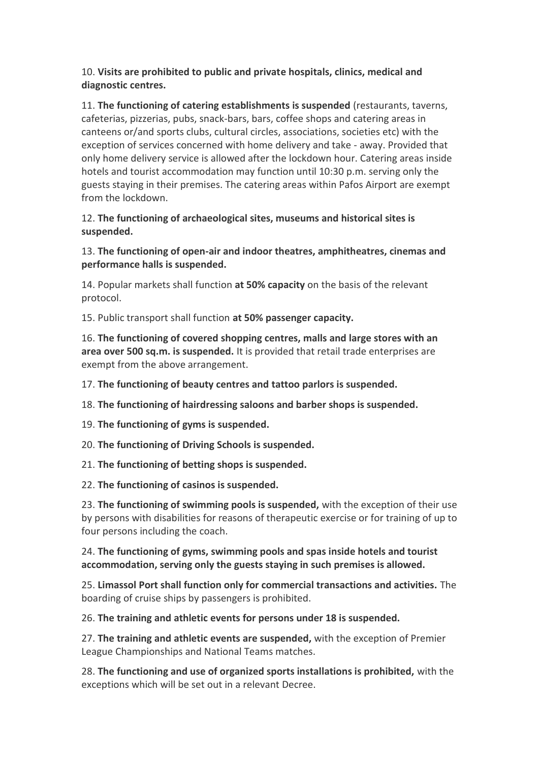10. **Visits are prohibited to public and private hospitals, clinics, medical and diagnostic centres.**

11. **The functioning of catering establishments is suspended** (restaurants, taverns, cafeterias, pizzerias, pubs, snack-bars, bars, coffee shops and catering areas in canteens or/and sports clubs, cultural circles, associations, societies etc) with the exception of services concerned with home delivery and take - away. Provided that only home delivery service is allowed after the lockdown hour. Catering areas inside hotels and tourist accommodation may function until 10:30 p.m. serving only the guests staying in their premises. The catering areas within Pafos Airport are exempt from the lockdown.

12. **The functioning of archaeological sites, museums and historical sites is suspended.**

13. **The functioning of open-air and indoor theatres, amphitheatres, cinemas and performance halls is suspended.**

14. Popular markets shall function **at 50% capacity** on the basis of the relevant protocol.

15. Public transport shall function **at 50% passenger capacity.**

16. **The functioning of covered shopping centres, malls and large stores with an area over 500 sq.m. is suspended.** It is provided that retail trade enterprises are exempt from the above arrangement.

17. **The functioning of beauty centres and tattoo parlors is suspended.**

18. **The functioning of hairdressing saloons and barber shops is suspended.**

19. **The functioning of gyms is suspended.**

20. **The functioning of Driving Schools is suspended.**

21. **The functioning of betting shops is suspended.**

22. **The functioning of casinos is suspended.**

23. **The functioning of swimming pools is suspended,** with the exception of their use by persons with disabilities for reasons of therapeutic exercise or for training of up to four persons including the coach.

24. **The functioning of gyms, swimming pools and spas inside hotels and tourist accommodation, serving only the guests staying in such premises is allowed.**

25. **Limassol Port shall function only for commercial transactions and activities.** The boarding of cruise ships by passengers is prohibited.

26. **The training and athletic events for persons under 18 is suspended.**

27. **The training and athletic events are suspended,** with the exception of Premier League Championships and National Teams matches.

28. **The functioning and use of organized sports installations is prohibited,** with the exceptions which will be set out in a relevant Decree.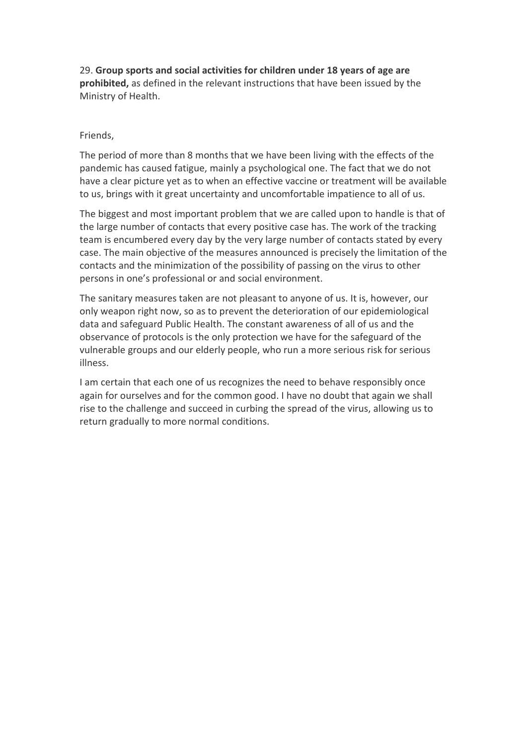29. **Group sports and social activities for children under 18 years of age are prohibited,** as defined in the relevant instructions that have been issued by the Ministry of Health.

Friends,

The period of more than 8 months that we have been living with the effects of the pandemic has caused fatigue, mainly a psychological one. The fact that we do not have a clear picture yet as to when an effective vaccine or treatment will be available to us, brings with it great uncertainty and uncomfortable impatience to all of us.

The biggest and most important problem that we are called upon to handle is that of the large number of contacts that every positive case has. The work of the tracking team is encumbered every day by the very large number of contacts stated by every case. The main objective of the measures announced is precisely the limitation of the contacts and the minimization of the possibility of passing on the virus to other persons in one's professional or and social environment.

The sanitary measures taken are not pleasant to anyone of us. It is, however, our only weapon right now, so as to prevent the deterioration of our epidemiological data and safeguard Public Health. The constant awareness of all of us and the observance of protocols is the only protection we have for the safeguard of the vulnerable groups and our elderly people, who run a more serious risk for serious illness.

I am certain that each one of us recognizes the need to behave responsibly once again for ourselves and for the common good. I have no doubt that again we shall rise to the challenge and succeed in curbing the spread of the virus, allowing us to return gradually to more normal conditions.